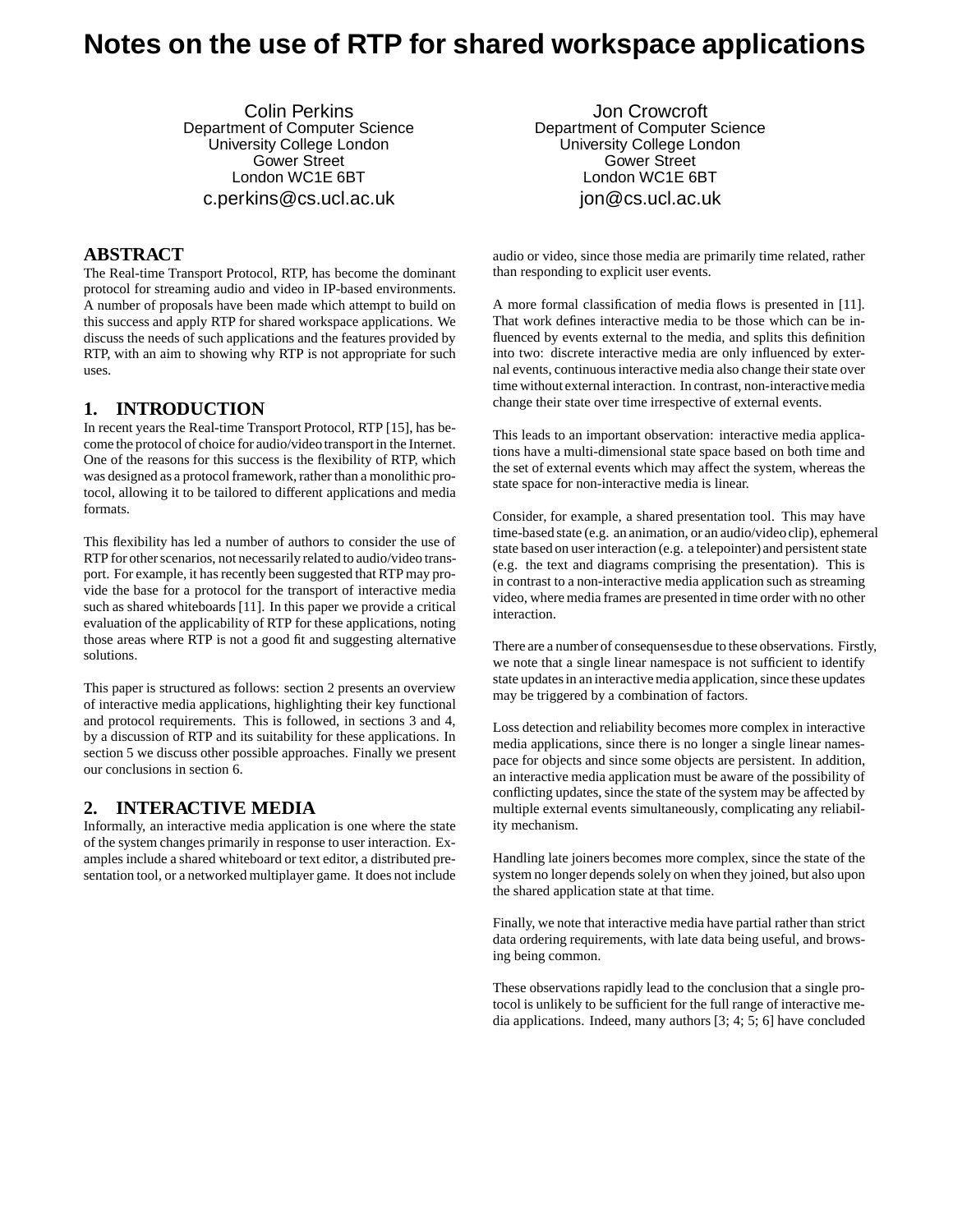# Notes on the use of RTP for shared workspace applications

Colin Perkins
Department of Computer Science
University College London
Gower Street
London WC1E 6BT
c.perkins@cs.ucl.ac.uk

Jon Crowcroft
Department of Computer Science
University College London
Gower Street
London WC1E 6BT
jon@cs.ucl.ac.uk

## ABSTRACT

The Real-time Transport Protocol, RTP, has become the dominant protocol for streaming audio and video in IP-based environments. A number of proposals have been made which attempt to build on this success and apply RTP for shared workspace applications. We discuss the needs of such applications and the features provided by RTP, with an aim to showing why RTP is not appropriate for such uses.

## 1. INTRODUCTION

In recent years the Real-time Transport Protocol, RTP [15], has become the protocol of choice for audio/video transport in the Internet. One of the reasons for this success is the flexibility of RTP, which was designed as a protocol framework, rather than a monolithic protocol, allowing it to be tailored to different applications and media formats.

This flexibility has led a number of authors to consider the use of RTP for other scenarios, not necessarily related to audio/video transport. For example, it has recently been suggested that RTP may provide the base for a protocol for the transport of interactive media such as shared whiteboards [11]. In this paper we provide a critical evaluation of the applicability of RTP for these applications, noting those areas where RTP is not a good fit and suggesting alternative solutions.

This paper is structured as follows: section 2 presents an overview of interactive media applications, highlighting their key functional and protocol requirements. This is followed, in sections 3 and 4, by a discussion of RTP and its suitability for these applications. In section 5 we discuss other possible approaches. Finally we present our conclusions in section 6.

## 2. INTERACTIVE MEDIA

Informally, an interactive media application is one where the state of the system changes primarily in response to user interaction. Examples include a shared whiteboard or text editor, a distributed presentation tool, or a networked multiplayer game. It does not include audio or video, since those media are primarily time related, rather than responding to explicit user events.

A more formal classification of media flows is presented in [11]. That work defines interactive media to be those which can be influenced by events external to the media, and splits this definition into two: discrete interactive media are only influenced by external events, continuous interactive media also change their state over time without external interaction. In contrast, non-interactive media change their state over time irrespective of external events.

This leads to an important observation: interactive media applications have a multi-dimensional state space based on both time and the set of external events which may affect the system, whereas the state space for non-interactive media is linear.

Consider, for example, a shared presentation tool. This may have time-based state (e.g. an animation, or an audio/video clip), ephemeral state based on user interaction (e.g. a telepointer) and persistent state (e.g. the text and diagrams comprising the presentation). This is in contrast to a non-interactive media application such as streaming video, where media frames are presented in time order with no other interaction.

There are a number of consequensesdue to these observations. Firstly, we note that a single linear namespace is not sufficient to identify state updates in an interactive media application, since these updates may be triggered by a combination of factors.

Loss detection and reliability becomes more complex in interactive media applications, since there is no longer a single linear namespace for objects and since some objects are persistent. In addition, an interactive media application must be aware of the possibility of conflicting updates, since the state of the system may be affected by multiple external events simultaneously, complicating any reliability mechanism.

Handling late joiners becomes more complex, since the state of the system no longer depends solely on when they joined, but also upon the shared application state at that time.

Finally, we note that interactive media have partial rather than strict data ordering requirements, with late data being useful, and browsing being common.

These observations rapidly lead to the conclusion that a single protocol is unlikely to be sufficient for the full range of interactive media applications. Indeed, many authors [3; 4; 5; 6] have concluded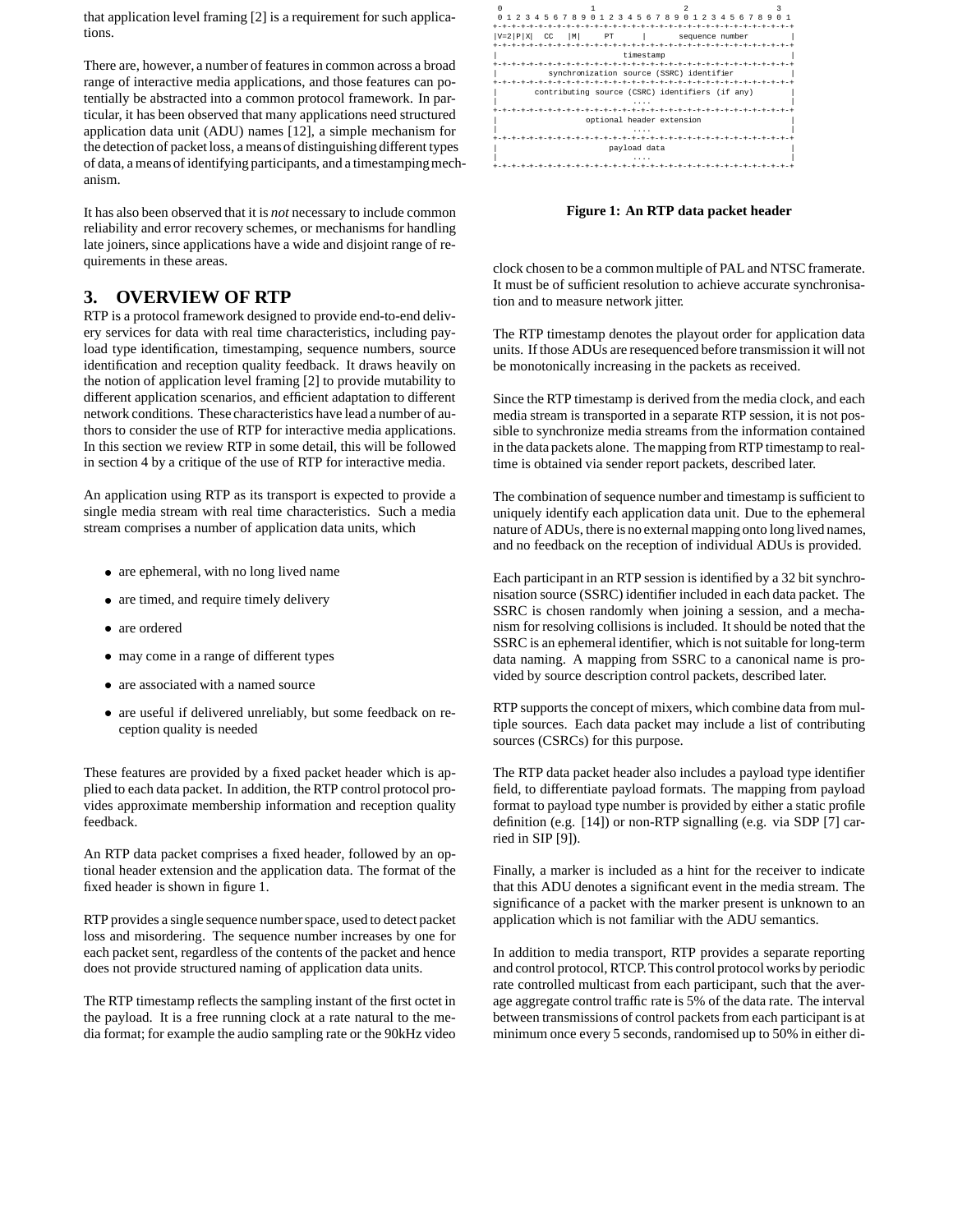that application level framing [2] is a requirement for such applications.

There are, however, a number of features in common across a broad range of interactive media applications, and those features can potentially be abstracted into a common protocol framework. In particular, it has been observed that many applications need structured application data unit (ADU) names [12], a simple mechanism for the detection of packet loss, a means of distinguishing different types of data, a means of identifying participants, and a timestamping mechanism.

It has also been observed that it is *not* necessary to include common reliability and error recovery schemes, or mechanisms for handling late joiners, since applications have a wide and disjoint range of requirements in these areas.

## 3. OVERVIEW OF RTP

RTP is a protocol framework designed to provide end-to-end delivery services for data with real time characteristics, including payload type identification, timestamping, sequence numbers, source identification and reception quality feedback. It draws heavily on the notion of application level framing [2] to provide mutability to different application scenarios, and efficient adaptation to different network conditions. These characteristics have lead a number of authors to consider the use of RTP for interactive media applications. In this section we review RTP in some detail, this will be followed in section 4 by a critique of the use of RTP for interactive media.

An application using RTP as its transport is expected to provide a single media stream with real time characteristics. Such a media stream comprises a number of application data units, which

- are ephemeral, with no long lived name
- are timed, and require timely delivery
- are ordered
- may come in a range of different types
- are associated with a named source
- are useful if delivered unreliably, but some feedback on reception quality is needed

These features are provided by a fixed packet header which is applied to each data packet. In addition, the RTP control protocol provides approximate membership information and reception quality feedback.

An RTP data packet comprises a fixed header, followed by an optional header extension and the application data. The format of the fixed header is shown in figure 1.

```
 0                   1                   2                   3
 0 1 2 3 4 5 6 7 8 9 0 1 2 3 4 5 6 7 8 9 0 1 2 3 4 5 6 7 8 9 0 1
+-+-+-+-+-+-+-+-+-+-+-+-+-+-+-+-+-+-+-+-+-+-+-+-+-+-+-+-+-+-+-+-+
|V=2|P|X|  CC   |M|     PT      |       sequence number         |
+-+-+-+-+-+-+-+-+-+-+-+-+-+-+-+-+-+-+-+-+-+-+-+-+-+-+-+-+-+-+-+-+
|                           timestamp                           |
+-+-+-+-+-+-+-+-+-+-+-+-+-+-+-+-+-+-+-+-+-+-+-+-+-+-+-+-+-+-+-+-+
|           synchronization source (SSRC) identifier            |
+-+-+-+-+-+-+-+-+-+-+-+-+-+-+-+-+-+-+-+-+-+-+-+-+-+-+-+-+-+-+-+-+
|        contributing source (CSRC) identifiers (if any)        |
|                             ....                              |
+-+-+-+-+-+-+-+-+-+-+-+-+-+-+-+-+-+-+-+-+-+-+-+-+-+-+-+-+-+-+-+-+
|                   optional header extension                   |
|                             ....                              |
+-+-+-+-+-+-+-+-+-+-+-+-+-+-+-+-+-+-+-+-+-+-+-+-+-+-+-+-+-+-+-+-+
|                          payload data                         |
|                             ....                              |
+-+-+-+-+-+-+-+-+-+-+-+-+-+-+-+-+-+-+-+-+-+-+-+-+-+-+-+-+-+-+-+-+
```

**Figure 1: An RTP data packet header**

RTP provides a single sequence number space, used to detect packet loss and misordering. The sequence number increases by one for each packet sent, regardless of the contents of the packet and hence does not provide structured naming of application data units.

The RTP timestamp reflects the sampling instant of the first octet in the payload. It is a free running clock at a rate natural to the media format; for example the audio sampling rate or the 90kHz video clock chosen to be a common multiple of PAL and NTSC framerate. It must be of sufficient resolution to achieve accurate synchronisation and to measure network jitter.

The RTP timestamp denotes the playout order for application data units. If those ADUs are resequenced before transmission it will not be monotonically increasing in the packets as received.

Since the RTP timestamp is derived from the media clock, and each media stream is transported in a separate RTP session, it is not possible to synchronize media streams from the information contained in the data packets alone. The mapping from RTP timestamp to real-time is obtained via sender report packets, described later.

The combination of sequence number and timestamp is sufficient to uniquely identify each application data unit. Due to the ephemeral nature of ADUs, there is no external mapping onto long lived names, and no feedback on the reception of individual ADUs is provided.

Each participant in an RTP session is identified by a 32 bit synchronisation source (SSRC) identifier included in each data packet. The SSRC is chosen randomly when joining a session, and a mechanism for resolving collisions is included. It should be noted that the SSRC is an ephemeral identifier, which is not suitable for long-term data naming. A mapping from SSRC to a canonical name is provided by source description control packets, described later.

RTP supports the concept of mixers, which combine data from multiple sources. Each data packet may include a list of contributing sources (CSRCs) for this purpose.

The RTP data packet header also includes a payload type identifier field, to differentiate payload formats. The mapping from payload format to payload type number is provided by either a static profile definition (e.g. [14]) or non-RTP signalling (e.g. via SDP [7] carried in SIP [9]).

Finally, a marker is included as a hint for the receiver to indicate that this ADU denotes a significant event in the media stream. The significance of a packet with the marker present is unknown to an application which is not familiar with the ADU semantics.

In addition to media transport, RTP provides a separate reporting and control protocol, RTCP. This control protocol works by periodic rate controlled multicast from each participant, such that the average aggregate control traffic rate is 5% of the data rate. The interval between transmissions of control packets from each participant is at minimum once every 5 seconds, randomised up to 50% in either di-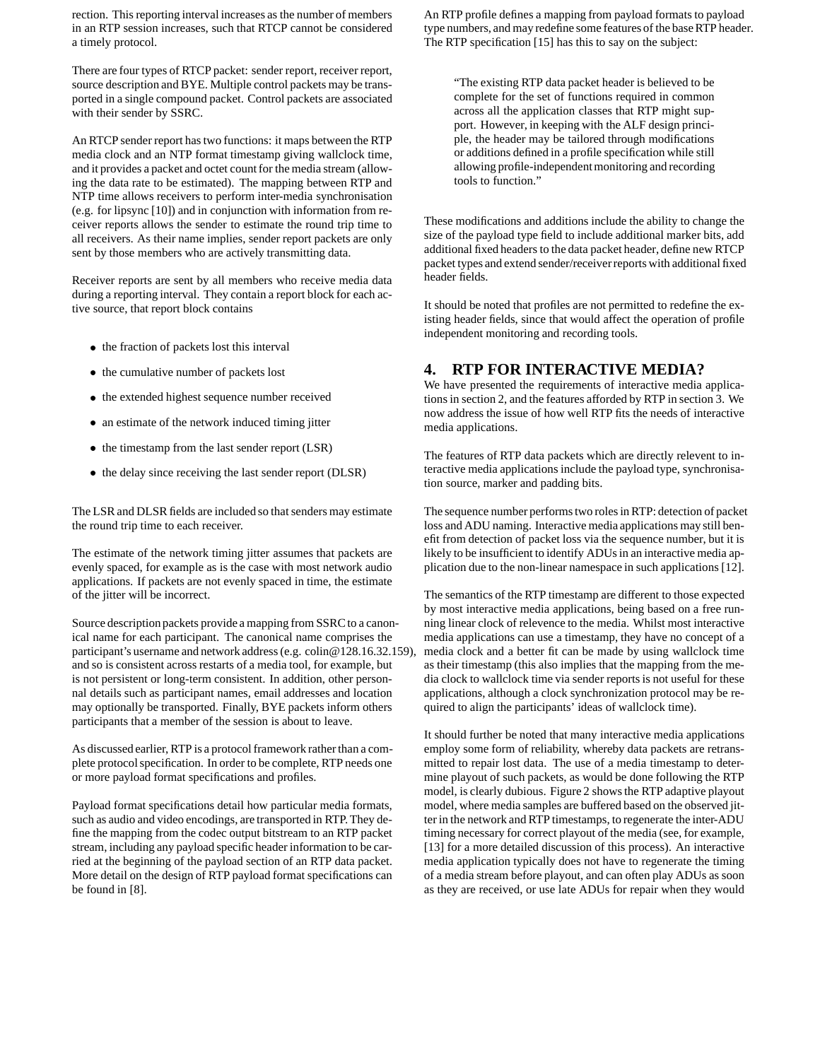rection. This reporting interval increases as the number of members in an RTP session increases, such that RTCP cannot be considered a timely protocol.

There are four types of RTCP packet: sender report, receiver report, source description and BYE. Multiple control packets may be transported in a single compound packet. Control packets are associated with their sender by SSRC.

An RTCP sender report has two functions: it maps between the RTP media clock and an NTP format timestamp giving wallclock time, and it provides a packet and octet count for the media stream (allowing the data rate to be estimated). The mapping between RTP and NTP time allows receivers to perform inter-media synchronisation (e.g. for lipsync [10]) and in conjunction with information from receiver reports allows the sender to estimate the round trip time to all receivers. As their name implies, sender report packets are only sent by those members who are actively transmitting data.

Receiver reports are sent by all members who receive media data during a reporting interval. They contain a report block for each active source, that report block contains

- the fraction of packets lost this interval
- the cumulative number of packets lost
- the extended highest sequence number received
- an estimate of the network induced timing jitter
- the timestamp from the last sender report (LSR)
- the delay since receiving the last sender report (DLSR)

The LSR and DLSR fields are included so that senders may estimate the round trip time to each receiver.

The estimate of the network timing jitter assumes that packets are evenly spaced, for example as is the case with most network audio applications. If packets are not evenly spaced in time, the estimate of the jitter will be incorrect.

Source description packets provide a mapping from SSRC to a canonical name for each participant. The canonical name comprises the participant's username and network address (e.g. colin@128.16.32.159), and so is consistent across restarts of a media tool, for example, but is not persistent or long-term consistent. In addition, other personal details such as participant names, email addresses and location may optionally be transported. Finally, BYE packets inform others participants that a member of the session is about to leave.

As discussed earlier, RTP is a protocol framework rather than a complete protocol specification. In order to be complete, RTP needs one or more payload format specifications and profiles.

Payload format specifications detail how particular media formats, such as audio and video encodings, are transported in RTP. They define the mapping from the codec output bitstream to an RTP packet stream, including any payload specific header information to be carried at the beginning of the payload section of an RTP data packet. More detail on the design of RTP payload format specifications can be found in [8].

An RTP profile defines a mapping from payload formats to payload type numbers, and may redefine some features of the base RTP header. The RTP specification [15] has this to say on the subject:

> "The existing RTP data packet header is believed to be complete for the set of functions required in common across all the application classes that RTP might support. However, in keeping with the ALF design principle, the header may be tailored through modifications or additions defined in a profile specification while still allowing profile-independent monitoring and recording tools to function."

These modifications and additions include the ability to change the size of the payload type field to include additional marker bits, add additional fixed headers to the data packet header, define new RTCP packet types and extend sender/receiver reports with additional fixed header fields.

It should be noted that profiles are not permitted to redefine the existing header fields, since that would affect the operation of profile independent monitoring and recording tools.

## 4. RTP FOR INTERACTIVE MEDIA?

We have presented the requirements of interactive media applications in section 2, and the features afforded by RTP in section 3. We now address the issue of how well RTP fits the needs of interactive media applications.

The features of RTP data packets which are directly relevent to interactive media applications include the payload type, synchronisation source, marker and padding bits.

The sequence number performs two roles in RTP: detection of packet loss and ADU naming. Interactive media applications may still benefit from detection of packet loss via the sequence number, but it is likely to be insufficient to identify ADUs in an interactive media application due to the non-linear namespace in such applications [12].

The semantics of the RTP timestamp are different to those expected by most interactive media applications, being based on a free running linear clock of relevence to the media. Whilst most interactive media applications can use a timestamp, they have no concept of a media clock and a better fit can be made by using wallclock time as their timestamp (this also implies that the mapping from the media clock to wallclock time via sender reports is not useful for these applications, although a clock synchronization protocol may be required to align the participants' ideas of wallclock time).

It should further be noted that many interactive media applications employ some form of reliability, whereby data packets are retransmitted to repair lost data. The use of a media timestamp to determine playout of such packets, as would be done following the RTP model, is clearly dubious. Figure 2 shows the RTP adaptive playout model, where media samples are buffered based on the observed jitter in the network and RTP timestamps, to regenerate the inter-ADU timing necessary for correct playout of the media (see, for example, [13] for a more detailed discussion of this process). An interactive media application typically does not have to regenerate the timing of a media stream before playout, and can often play ADUs as soon as they are received, or use late ADUs for repair when they would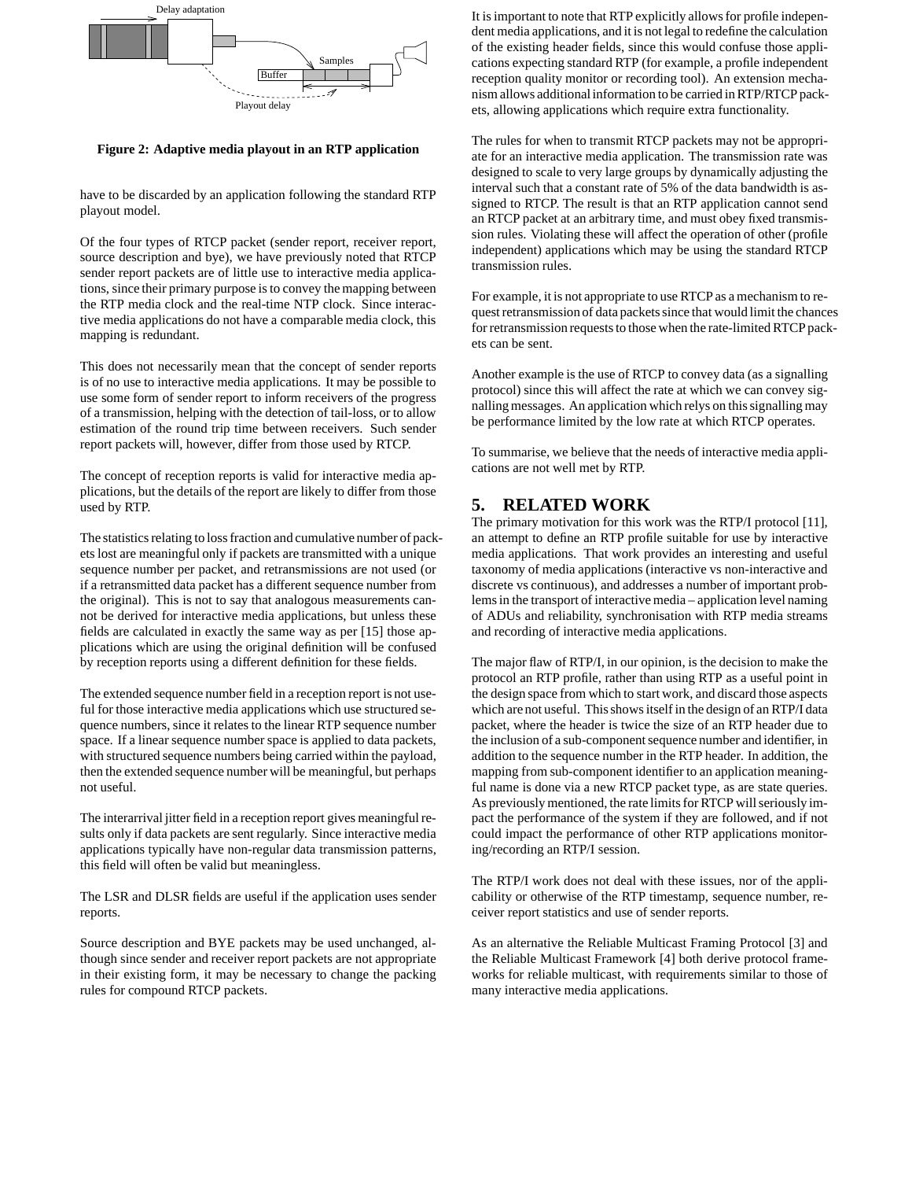**Figure 2: Adaptive media playout in an RTP application**

have to be discarded by an application following the standard RTP playout model.

Of the four types of RTCP packet (sender report, receiver report, source description and bye), we have previously noted that RTCP sender report packets are of little use to interactive media applications, since their primary purpose is to convey the mapping between the RTP media clock and the real-time NTP clock. Since interactive media applications do not have a comparable media clock, this mapping is redundant.

This does not necessarily mean that the concept of sender reports is of no use to interactive media applications. It may be possible to use some form of sender report to inform receivers of the progress of a transmission, helping with the detection of tail-loss, or to allow estimation of the round trip time between receivers. Such sender report packets will, however, differ from those used by RTCP.

The concept of reception reports is valid for interactive media applications, but the details of the report are likely to differ from those used by RTP.

The statistics relating to loss fraction and cumulative number of packets lost are meaningful only if packets are transmitted with a unique sequence number per packet, and retransmissions are not used (or if a retransmitted data packet has a different sequence number from the original). This is not to say that analogous measurements cannot be derived for interactive media applications, but unless these fields are calculated in exactly the same way as per [15] those applications which are using the original definition will be confused by reception reports using a different definition for these fields.

The extended sequence number field in a reception report is not useful for those interactive media applications which use structured sequence numbers, since it relates to the linear RTP sequence number space. If a linear sequence number space is applied to data packets, with structured sequence numbers being carried within the payload, then the extended sequence number will be meaningful, but perhaps not useful.

The interarrival jitter field in a reception report gives meaningful results only if data packets are sent regularly. Since interactive media applications typically have non-regular data transmission patterns, this field will often be valid but meaningless.

The LSR and DLSR fields are useful if the application uses sender reports.

Source description and BYE packets may be used unchanged, although since sender and receiver report packets are not appropriate in their existing form, it may be necessary to change the packing rules for compound RTCP packets.

It is important to note that RTP explicitly allows for profile independent media applications, and it is not legal to redefine the calculation of the existing header fields, since this would confuse those applications expecting standard RTP (for example, a profile independent reception quality monitor or recording tool). An extension mechanism allows additional information to be carried in RTP/RTCP packets, allowing applications which require extra functionality.

The rules for when to transmit RTCP packets may not be appropriate for an interactive media application. The transmission rate was designed to scale to very large groups by dynamically adjusting the interval such that a constant rate of 5% of the data bandwidth is assigned to RTCP. The result is that an RTP application cannot send an RTCP packet at an arbitrary time, and must obey fixed transmission rules. Violating these will affect the operation of other (profile independent) applications which may be using the standard RTCP transmission rules.

For example, it is not appropriate to use RTCP as a mechanism to request retransmission of data packets since that would limit the chances for retransmission requests to those when the rate-limited RTCP packets can be sent.

Another example is the use of RTCP to convey data (as a signalling protocol) since this will affect the rate at which we can convey signalling messages. An application which relys on this signalling may be performance limited by the low rate at which RTCP operates.

To summarise, we believe that the needs of interactive media applications are not well met by RTP.

## 5. RELATED WORK

The primary motivation for this work was the RTP/I protocol [11], an attempt to define an RTP profile suitable for use by interactive media applications. That work provides an interesting and useful taxonomy of media applications (interactive vs non-interactive and discrete vs continuous), and addresses a number of important problems in the transport of interactive media – application level naming of ADUs and reliability, synchronisation with RTP media streams and recording of interactive media applications.

The major flaw of RTP/I, in our opinion, is the decision to make the protocol an RTP profile, rather than using RTP as a useful point in the design space from which to start work, and discard those aspects which are not useful. This shows itself in the design of an RTP/I data packet, where the header is twice the size of an RTP header due to the inclusion of a sub-component sequence number and identifier, in addition to the sequence number in the RTP header. In addition, the mapping from sub-component identifier to an application meaningful name is done via a new RTCP packet type, as are state queries. As previously mentioned, the rate limits for RTCP will seriously impact the performance of the system if they are followed, and if not could impact the performance of other RTP applications monitoring/recording an RTP/I session.

The RTP/I work does not deal with these issues, nor of the applicability or otherwise of the RTP timestamp, sequence number, receiver report statistics and use of sender reports.

As an alternative the Reliable Multicast Framing Protocol [3] and the Reliable Multicast Framework [4] both derive protocol frameworks for reliable multicast, with requirements similar to those of many interactive media applications.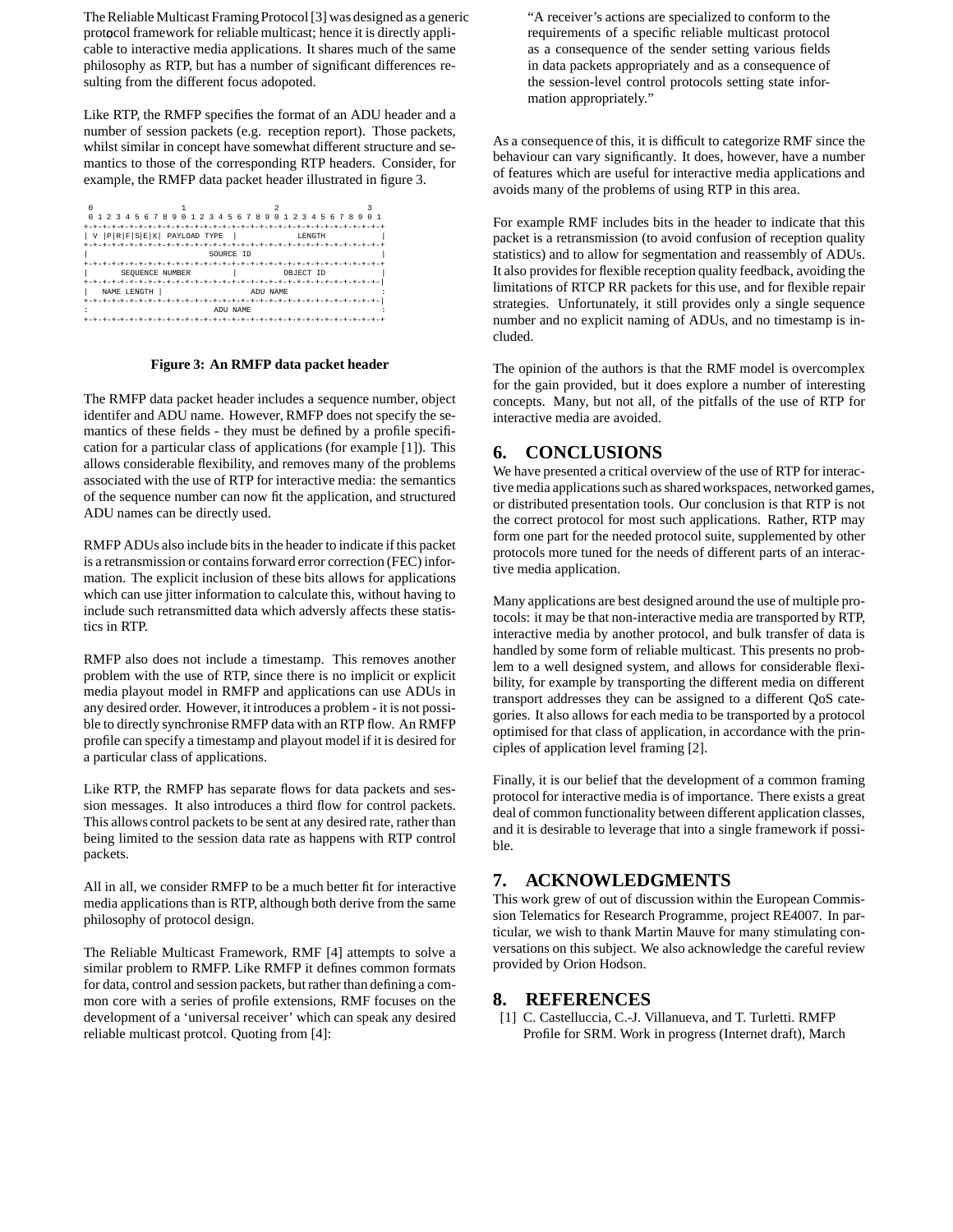The Reliable Multicast Framing Protocol [3] was designed as a generic protocol framework for reliable multicast; hence it is directly applicable to interactive media applications. It shares much of the same philosophy as RTP, but has a number of significant differences resulting from the different focus adopoted.

Like RTP, the RMFP specifies the format of an ADU header and a number of session packets (e.g. reception report). Those packets, whilst similar in concept have somewhat different structure and semantics to those of the corresponding RTP headers. Consider, for example, the RMFP data packet header illustrated in figure 3.

```
 0                   1                   2                   3
 0 1 2 3 4 5 6 7 8 9 0 1 2 3 4 5 6 7 8 9 0 1 2 3 4 5 6 7 8 9 0 1
+-+-+-+-+-+-+-+-+-+-+-+-+-+-+-+-+-+-+-+-+-+-+-+-+-+-+-+-+-+-+-+-+
| V |P|R|F|S|E|X| PAYLOAD TYPE  |            LENGTH             |
+-+-+-+-+-+-+-+-+-+-+-+-+-+-+-+-+-+-+-+-+-+-+-+-+-+-+-+-+-+-+-+-+
|                           SOURCE ID                           |
+-+-+-+-+-+-+-+-+-+-+-+-+-+-+-+-+-+-+-+-+-+-+-+-+-+-+-+-+-+-+-+-+
|      SEQUENCE NUMBER          |           OBJECT ID           |
+-+-+-+-+-+-+-+-+-+-+-+-+-+-+-+-+-+-+-+-+-+-+-+-+-+-+-+-+-+-+-+-|
|  NAME LENGTH |                  ADU NAME                      :
+-+-+-+-+-+-+-+-+-+-+-+-+-+-+-+-+-+-+-+-+-+-+-+-+-+-+-+-+-+-+-+-|
:                            ADU NAME                           :
+-+-+-+-+-+-+-+-+-+-+-+-+-+-+-+-+-+-+-+-+-+-+-+-+-+-+-+-+-+-+-+-+
```

**Figure 3: An RMFP data packet header**

The RMFP data packet header includes a sequence number, object identifer and ADU name. However, RMFP does not specify the semantics of these fields - they must be defined by a profile specification for a particular class of applications (for example [1]). This allows considerable flexibility, and removes many of the problems associated with the use of RTP for interactive media: the semantics of the sequence number can now fit the application, and structured ADU names can be directly used.

RMFP ADUs also include bits in the header to indicate if this packet is a retransmission or contains forward error correction (FEC) information. The explicit inclusion of these bits allows for applications which can use jitter information to calculate this, without having to include such retransmitted data which adversly affects these statistics in RTP.

RMFP also does not include a timestamp. This removes another problem with the use of RTP, since there is no implicit or explicit media playout model in RMFP and applications can use ADUs in any desired order. However, it introduces a problem - it is not possible to directly synchronise RMFP data with an RTP flow. An RMFP profile can specify a timestamp and playout model if it is desired for a particular class of applications.

Like RTP, the RMFP has separate flows for data packets and session messages. It also introduces a third flow for control packets. This allows control packets to be sent at any desired rate, rather than being limited to the session data rate as happens with RTP control packets.

All in all, we consider RMFP to be a much better fit for interactive media applications than is RTP, although both derive from the same philosophy of protocol design.

The Reliable Multicast Framework, RMF [4] attempts to solve a similar problem to RMFP. Like RMFP it defines common formats for data, control and session packets, but rather than defining a common core with a series of profile extensions, RMF focuses on the development of a 'universal receiver' which can speak any desired reliable multicast protcol. Quoting from [4]:

> "A receiver's actions are specialized to conform to the requirements of a specific reliable multicast protocol as a consequence of the sender setting various fields in data packets appropriately and as a consequence of the session-level control protocols setting state information appropriately."

As a consequence of this, it is difficult to categorize RMF since the behaviour can vary significantly. It does, however, have a number of features which are useful for interactive media applications and avoids many of the problems of using RTP in this area.

For example RMF includes bits in the header to indicate that this packet is a retransmission (to avoid confusion of reception quality statistics) and to allow for segmentation and reassembly of ADUs. It also provides for flexible reception quality feedback, avoiding the limitations of RTCP RR packets for this use, and for flexible repair strategies. Unfortunately, it still provides only a single sequence number and no explicit naming of ADUs, and no timestamp is included.

The opinion of the authors is that the RMF model is overcomplex for the gain provided, but it does explore a number of interesting concepts. Many, but not all, of the pitfalls of the use of RTP for interactive media are avoided.

## 6. CONCLUSIONS

We have presented a critical overview of the use of RTP for interactive media applications such as shared workspaces, networked games, or distributed presentation tools. Our conclusion is that RTP is not the correct protocol for most such applications. Rather, RTP may form one part for the needed protocol suite, supplemented by other protocols more tuned for the needs of different parts of an interactive media application.

Many applications are best designed around the use of multiple protocols: it may be that non-interactive media are transported by RTP, interactive media by another protocol, and bulk transfer of data is handled by some form of reliable multicast. This presents no problem to a well designed system, and allows for considerable flexibility, for example by transporting the different media on different transport addresses they can be assigned to a different QoS categories. It also allows for each media to be transported by a protocol optimised for that class of application, in accordance with the principles of application level framing [2].

Finally, it is our belief that the development of a common framing protocol for interactive media is of importance. There exists a great deal of common functionality between different application classes, and it is desirable to leverage that into a single framework if possible.

## 7. ACKNOWLEDGMENTS

This work grew of out of discussion within the European Commission Telematics for Research Programme, project RE4007. In particular, we wish to thank Martin Mauve for many stimulating conversations on this subject. We also acknowledge the careful review provided by Orion Hodson.

## 8. REFERENCES

[1] C. Castelluccia, C.-J. Villanueva, and T. Turletti. RMFP Profile for SRM. Work in progress (Internet draft), March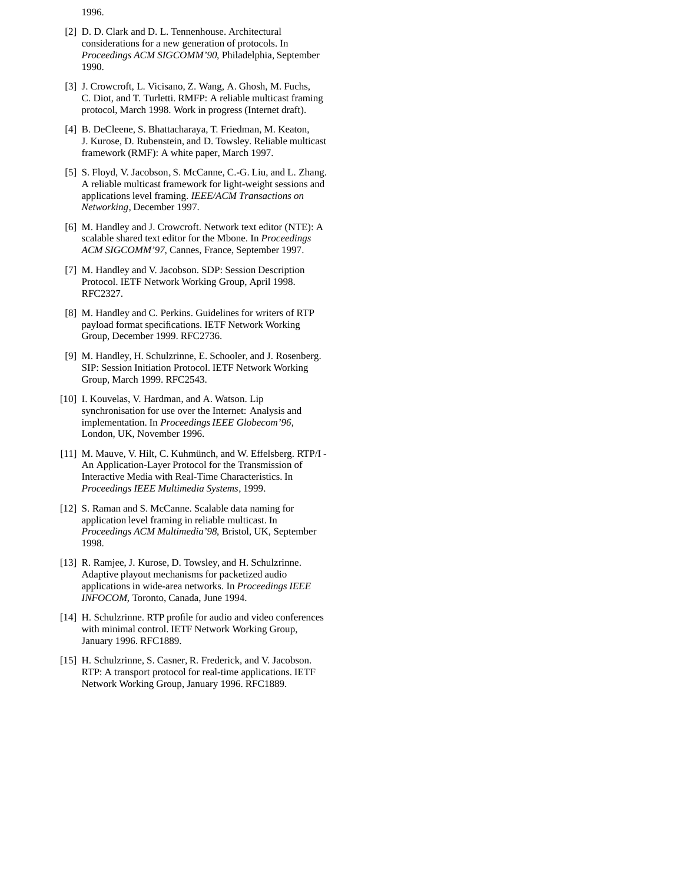1996.

[2] D. D. Clark and D. L. Tennenhouse. Architectural considerations for a new generation of protocols. In *Proceedings ACM SIGCOMM'90*, Philadelphia, September 1990.

[3] J. Crowcroft, L. Vicisano, Z. Wang, A. Ghosh, M. Fuchs, C. Diot, and T. Turletti. RMFP: A reliable multicast framing protocol, March 1998. Work in progress (Internet draft).

[4] B. DeCleene, S. Bhattacharaya, T. Friedman, M. Keaton, J. Kurose, D. Rubenstein, and D. Towsley. Reliable multicast framework (RMF): A white paper, March 1997.

[5] S. Floyd, V. Jacobson, S. McCanne, C.-G. Liu, and L. Zhang. A reliable multicast framework for light-weight sessions and applications level framing. *IEEE/ACM Transactions on Networking*, December 1997.

[6] M. Handley and J. Crowcroft. Network text editor (NTE): A scalable shared text editor for the Mbone. In *Proceedings ACM SIGCOMM'97*, Cannes, France, September 1997.

[7] M. Handley and V. Jacobson. SDP: Session Description Protocol. IETF Network Working Group, April 1998. RFC2327.

[8] M. Handley and C. Perkins. Guidelines for writers of RTP payload format specifications. IETF Network Working Group, December 1999. RFC2736.

[9] M. Handley, H. Schulzrinne, E. Schooler, and J. Rosenberg. SIP: Session Initiation Protocol. IETF Network Working Group, March 1999. RFC2543.

[10] I. Kouvelas, V. Hardman, and A. Watson. Lip synchronisation for use over the Internet: Analysis and implementation. In *Proceedings IEEE Globecom'96*, London, UK, November 1996.

[11] M. Mauve, V. Hilt, C. Kuhmünch, and W. Effelsberg. RTP/I - An Application-Layer Protocol for the Transmission of Interactive Media with Real-Time Characteristics. In *Proceedings IEEE Multimedia Systems*, 1999.

[12] S. Raman and S. McCanne. Scalable data naming for application level framing in reliable multicast. In *Proceedings ACM Multimedia'98*, Bristol, UK, September 1998.

[13] R. Ramjee, J. Kurose, D. Towsley, and H. Schulzrinne. Adaptive playout mechanisms for packetized audio applications in wide-area networks. In *Proceedings IEEE INFOCOM*, Toronto, Canada, June 1994.

[14] H. Schulzrinne. RTP profile for audio and video conferences with minimal control. IETF Network Working Group, January 1996. RFC1889.

[15] H. Schulzrinne, S. Casner, R. Frederick, and V. Jacobson. RTP: A transport protocol for real-time applications. IETF Network Working Group, January 1996. RFC1889.